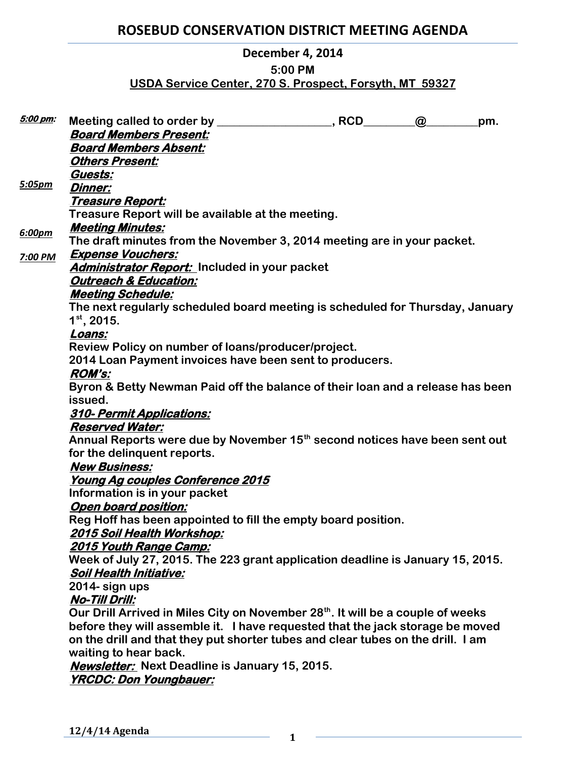# ROSEBUD CONSERVATION DISTRICT MEETING AGENDA

**December 4, 2014**

**5:00 PM**

**USDA Service Center, 270 S. Prospect, Forsyth, MT 59327**

***5:00 pm:*** **Meeting called to order by ___________________, RCD________@________pm.**

***Board Members Present:***

***Board Members Absent:***

***Others Present:***

***Guests:***

***5:05pm*** ***Dinner:***

***Treasure Report:***

**Treasure Report will be available at the meeting.**

***Meeting Minutes:***

***6:00pm*** **The draft minutes from the November 3, 2014 meeting are in your packet.**

***7:00 PM*** ***Expense Vouchers:***

***Administrator Report:*** **Included in your packet**

***Outreach & Education:***

***Meeting Schedule:***

**The next regularly scheduled board meeting is scheduled for Thursday, January 1st, 2015.**

***Loans:***

**Review Policy on number of loans/producer/project.**

**2014 Loan Payment invoices have been sent to producers.**

***ROM's:***

**Byron & Betty Newman Paid off the balance of their loan and a release has been issued.**

***310- Permit Applications:***

***Reserved Water:***

**Annual Reports were due by November 15th second notices have been sent out for the delinquent reports.**

***New Business:***

***Young Ag couples Conference 2015***

**Information is in your packet**

***Open board position:***

**Reg Hoff has been appointed to fill the empty board position.**

***2015 Soil Health Workshop:***

***2015 Youth Range Camp:***

**Week of July 27, 2015. The 223 grant application deadline is January 15, 2015.**

***Soil Health Initiative:***

**2014- sign ups**

***No-Till Drill:***

**Our Drill Arrived in Miles City on November 28th. It will be a couple of weeks before they will assemble it. I have requested that the jack storage be moved on the drill and that they put shorter tubes and clear tubes on the drill. I am waiting to hear back.**

***Newsletter:*** **Next Deadline is January 15, 2015.**

***YRCDC: Don Youngbauer:***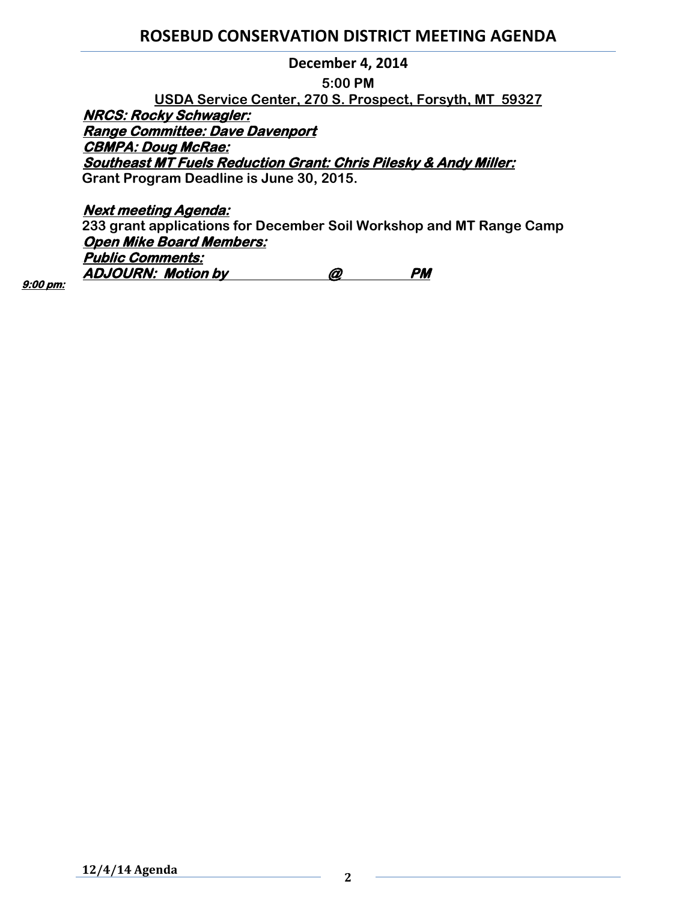# ROSEBUD CONSERVATION DISTRICT MEETING AGENDA

**December 4, 2014**

**5:00 PM**

**USDA Service Center, 270 S. Prospect, Forsyth, MT 59327**

***NRCS: Rocky Schwagler:***

***Range Committee: Dave Davenport***

***CBMPA: Doug McRae:***

***Southeast MT Fuels Reduction Grant: Chris Pilesky & Andy Miller:***

**Grant Program Deadline is June 30, 2015.**

***Next meeting Agenda:***

**233 grant applications for December Soil Workshop and MT Range Camp**

***Open Mike Board Members:***

***Public Comments:***

***9:00 pm:*** ***ADJOURN: Motion by _______________ @ __________ PM***